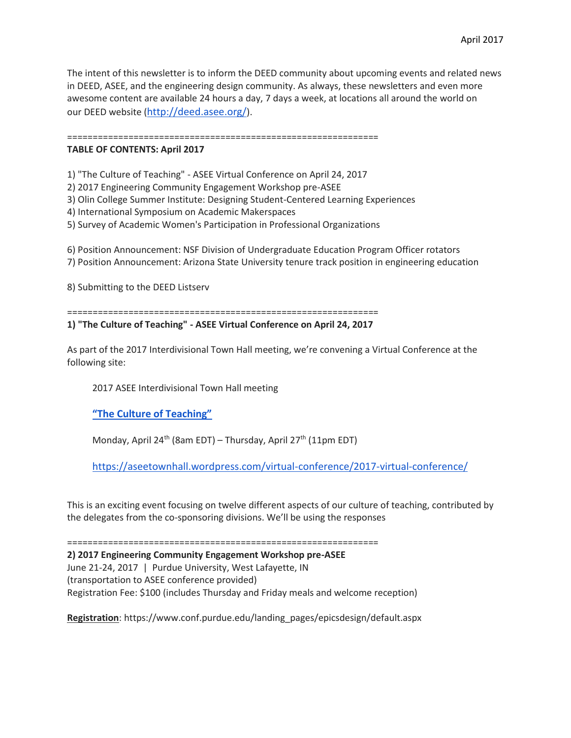April 2017

The intent of this newsletter is to inform the DEED community about upcoming events and related news in DEED, ASEE, and the engineering design community. As always, these newsletters and even more awesome content are available 24 hours a day, 7 days a week, at locations all around the world on our DEED website (http://deed.asee.org/).

============================================================

**TABLE OF CONTENTS: April 2017**

1) "The Culture of Teaching" - ASEE Virtual Conference on April 24, 2017
2) 2017 Engineering Community Engagement Workshop pre-ASEE
3) Olin College Summer Institute: Designing Student-Centered Learning Experiences
4) International Symposium on Academic Makerspaces
5) Survey of Academic Women's Participation in Professional Organizations

6) Position Announcement: NSF Division of Undergraduate Education Program Officer rotators
7) Position Announcement: Arizona State University tenure track position in engineering education

8) Submitting to the DEED Listserv

============================================================

**1) "The Culture of Teaching" - ASEE Virtual Conference on April 24, 2017**

As part of the 2017 Interdivisional Town Hall meeting, we're convening a Virtual Conference at the following site:

> 2017 ASEE Interdivisional Town Hall meeting
>
> **"The Culture of Teaching"**
>
> Monday, April 24th (8am EDT) – Thursday, April 27th (11pm EDT)
>
> https://aseetownhall.wordpress.com/virtual-conference/2017-virtual-conference/

This is an exciting event focusing on twelve different aspects of our culture of teaching, contributed by the delegates from the co-sponsoring divisions. We'll be using the responses

============================================================

**2) 2017 Engineering Community Engagement Workshop pre-ASEE**
June 21-24, 2017 | Purdue University, West Lafayette, IN
(transportation to ASEE conference provided)
Registration Fee: $100 (includes Thursday and Friday meals and welcome reception)

**Registration**: https://www.conf.purdue.edu/landing_pages/epicsdesign/default.aspx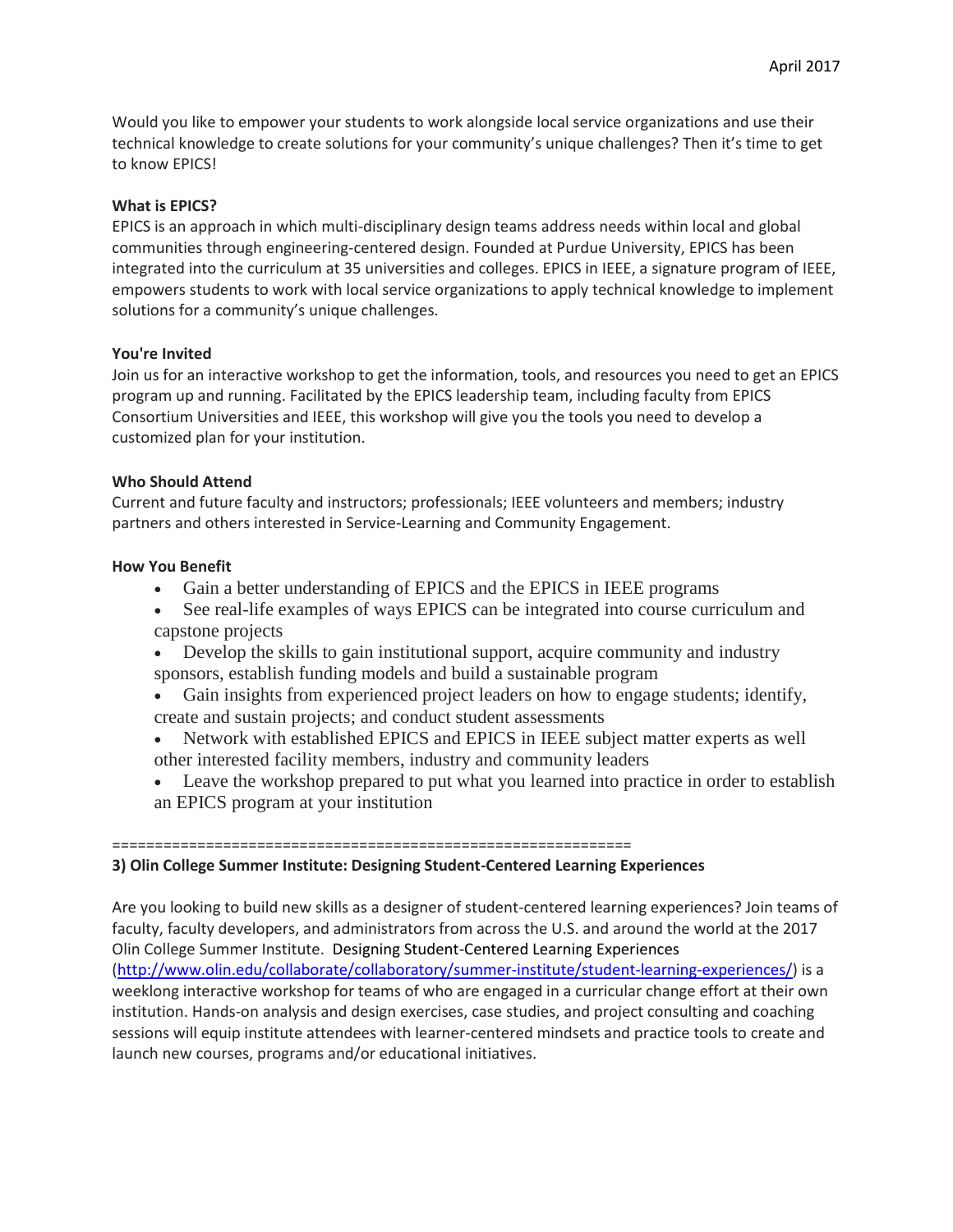April 2017

Would you like to empower your students to work alongside local service organizations and use their technical knowledge to create solutions for your community's unique challenges? Then it's time to get to know EPICS!

**What is EPICS?**

EPICS is an approach in which multi-disciplinary design teams address needs within local and global communities through engineering-centered design. Founded at Purdue University, EPICS has been integrated into the curriculum at 35 universities and colleges. EPICS in IEEE, a signature program of IEEE, empowers students to work with local service organizations to apply technical knowledge to implement solutions for a community's unique challenges.

**You're Invited**

Join us for an interactive workshop to get the information, tools, and resources you need to get an EPICS program up and running. Facilitated by the EPICS leadership team, including faculty from EPICS Consortium Universities and IEEE, this workshop will give you the tools you need to develop a customized plan for your institution.

**Who Should Attend**

Current and future faculty and instructors; professionals; IEEE volunteers and members; industry partners and others interested in Service-Learning and Community Engagement.

**How You Benefit**

- Gain a better understanding of EPICS and the EPICS in IEEE programs
- See real-life examples of ways EPICS can be integrated into course curriculum and capstone projects
- Develop the skills to gain institutional support, acquire community and industry sponsors, establish funding models and build a sustainable program
- Gain insights from experienced project leaders on how to engage students; identify, create and sustain projects; and conduct student assessments
- Network with established EPICS and EPICS in IEEE subject matter experts as well other interested facility members, industry and community leaders
- Leave the workshop prepared to put what you learned into practice in order to establish an EPICS program at your institution

============================================================

**3) Olin College Summer Institute: Designing Student-Centered Learning Experiences**

Are you looking to build new skills as a designer of student-centered learning experiences? Join teams of faculty, faculty developers, and administrators from across the U.S. and around the world at the 2017 Olin College Summer Institute. Designing Student-Centered Learning Experiences (http://www.olin.edu/collaborate/collaboratory/summer-institute/student-learning-experiences/) is a weeklong interactive workshop for teams of who are engaged in a curricular change effort at their own institution. Hands-on analysis and design exercises, case studies, and project consulting and coaching sessions will equip institute attendees with learner-centered mindsets and practice tools to create and launch new courses, programs and/or educational initiatives.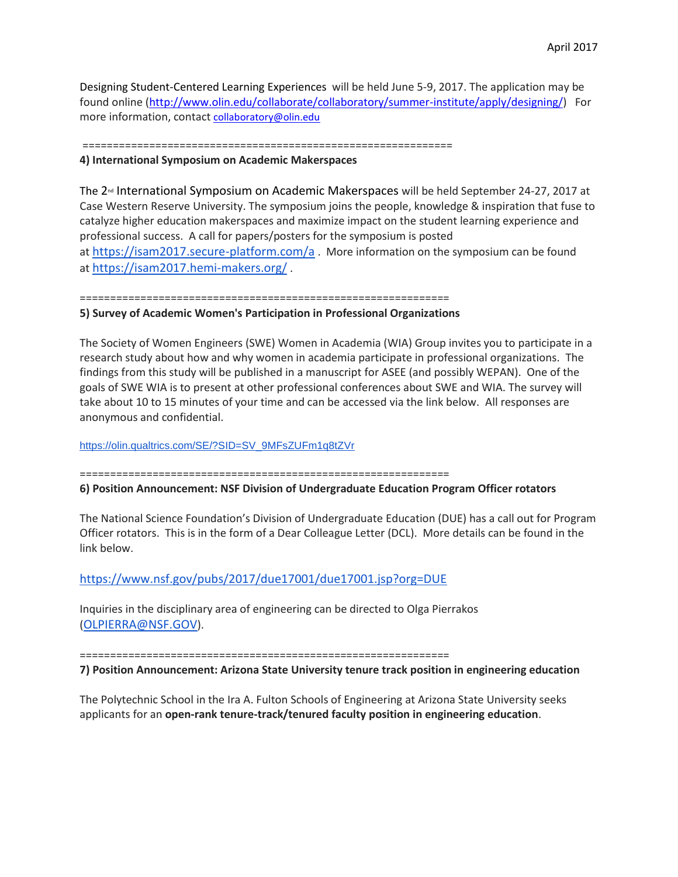Designing Student-Centered Learning Experiences will be held June 5-9, 2017. The application may be found online (http://www.olin.edu/collaborate/collaboratory/summer-institute/apply/designing/) For more information, contact collaboratory@olin.edu

==============================================================

**4) International Symposium on Academic Makerspaces**

The 2nd International Symposium on Academic Makerspaces will be held September 24-27, 2017 at Case Western Reserve University. The symposium joins the people, knowledge & inspiration that fuse to catalyze higher education makerspaces and maximize impact on the student learning experience and professional success. A call for papers/posters for the symposium is posted at https://isam2017.secure-platform.com/a . More information on the symposium can be found at https://isam2017.hemi-makers.org/ .

==============================================================

**5) Survey of Academic Women's Participation in Professional Organizations**

The Society of Women Engineers (SWE) Women in Academia (WIA) Group invites you to participate in a research study about how and why women in academia participate in professional organizations. The findings from this study will be published in a manuscript for ASEE (and possibly WEPAN). One of the goals of SWE WIA is to present at other professional conferences about SWE and WIA. The survey will take about 10 to 15 minutes of your time and can be accessed via the link below. All responses are anonymous and confidential.

https://olin.qualtrics.com/SE/?SID=SV_9MFsZUFm1q8tZVr

==============================================================

**6) Position Announcement: NSF Division of Undergraduate Education Program Officer rotators**

The National Science Foundation's Division of Undergraduate Education (DUE) has a call out for Program Officer rotators. This is in the form of a Dear Colleague Letter (DCL). More details can be found in the link below.

https://www.nsf.gov/pubs/2017/due17001/due17001.jsp?org=DUE

Inquiries in the disciplinary area of engineering can be directed to Olga Pierrakos (OLPIERRA@NSF.GOV).

==============================================================

**7) Position Announcement: Arizona State University tenure track position in engineering education**

The Polytechnic School in the Ira A. Fulton Schools of Engineering at Arizona State University seeks applicants for an **open-rank tenure-track/tenured faculty position in engineering education**.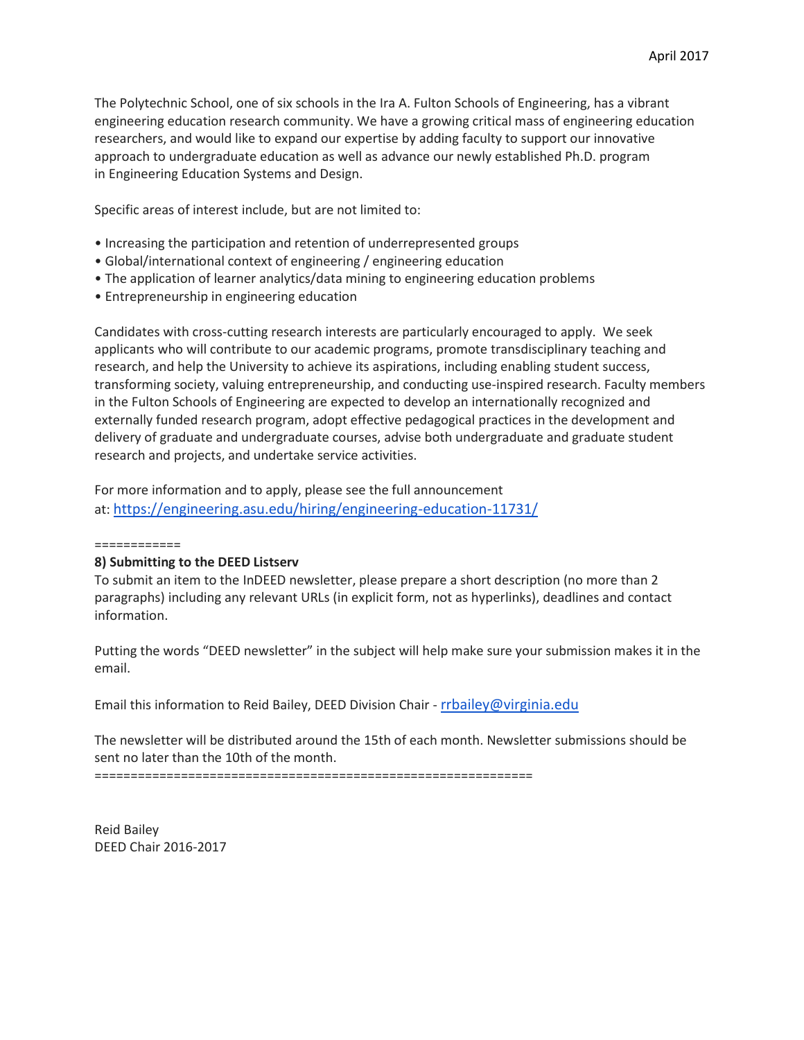The Polytechnic School, one of six schools in the Ira A. Fulton Schools of Engineering, has a vibrant engineering education research community. We have a growing critical mass of engineering education researchers, and would like to expand our expertise by adding faculty to support our innovative approach to undergraduate education as well as advance our newly established Ph.D. program in Engineering Education Systems and Design.

Specific areas of interest include, but are not limited to:

- Increasing the participation and retention of underrepresented groups
- Global/international context of engineering / engineering education
- The application of learner analytics/data mining to engineering education problems
- Entrepreneurship in engineering education

Candidates with cross-cutting research interests are particularly encouraged to apply. We seek applicants who will contribute to our academic programs, promote transdisciplinary teaching and research, and help the University to achieve its aspirations, including enabling student success, transforming society, valuing entrepreneurship, and conducting use-inspired research. Faculty members in the Fulton Schools of Engineering are expected to develop an internationally recognized and externally funded research program, adopt effective pedagogical practices in the development and delivery of graduate and undergraduate courses, advise both undergraduate and graduate student research and projects, and undertake service activities.

For more information and to apply, please see the full announcement at: https://engineering.asu.edu/hiring/engineering-education-11731/

============

**8) Submitting to the DEED Listserv**

To submit an item to the InDEED newsletter, please prepare a short description (no more than 2 paragraphs) including any relevant URLs (in explicit form, not as hyperlinks), deadlines and contact information.

Putting the words "DEED newsletter" in the subject will help make sure your submission makes it in the email.

Email this information to Reid Bailey, DEED Division Chair - rrbailey@virginia.edu

The newsletter will be distributed around the 15th of each month. Newsletter submissions should be sent no later than the 10th of the month.

============================================================

Reid Bailey
DEED Chair 2016-2017